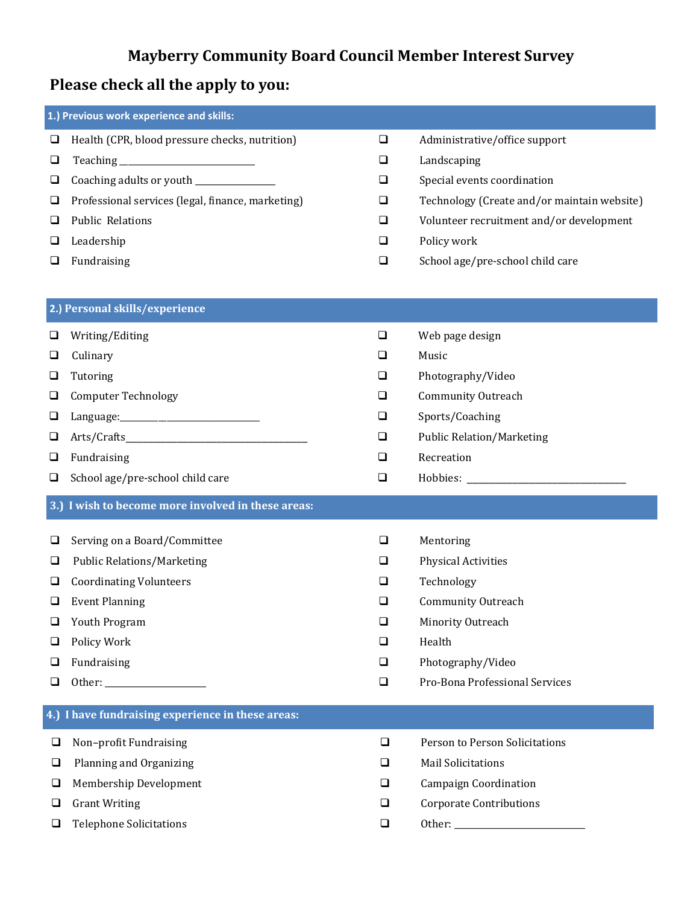# Mayberry Community Board Council Member Interest Survey

## Please check all the apply to you:

### 1.) Previous work experience and skills:

- ❑ Health (CPR, blood pressure checks, nutrition)
- ❑ Teaching ___________________________
- ❑ Coaching adults or youth ________________
- ❑ Professional services (legal, finance, marketing)
- ❑ Public Relations
- ❑ Leadership
- ❑ Fundraising
- ❑ Administrative/office support
- ❑ Landscaping
- ❑ Special events coordination
- ❑ Technology (Create and/or maintain website)
- ❑ Volunteer recruitment and/or development
- ❑ Policy work
- ❑ School age/pre-school child care

### 2.) Personal skills/experience

- ❑ Writing/Editing
- ❑ Culinary
- ❑ Tutoring
- ❑ Computer Technology
- ❑ Language:______________________________
- ❑ Arts/Crafts_____________________________________
- ❑ Fundraising
- ❑ School age/pre-school child care
- ❑ Web page design
- ❑ Music
- ❑ Photography/Video
- ❑ Community Outreach
- ❑ Sports/Coaching
- ❑ Public Relation/Marketing
- ❑ Recreation
- ❑ Hobbies: __________________________________

### 3.) I wish to become more involved in these areas:

- ❑ Serving on a Board/Committee
- ❑ Public Relations/Marketing
- ❑ Coordinating Volunteers
- ❑ Event Planning
- ❑ Youth Program
- ❑ Policy Work
- ❑ Fundraising
- ❑ Other: ____________________
- ❑ Mentoring
- ❑ Physical Activities
- ❑ Technology
- ❑ Community Outreach
- ❑ Minority Outreach
- ❑ Health
- ❑ Photography/Video
- ❑ Pro-Bona Professional Services

### 4.) I have fundraising experience in these areas:

- ❑ Non–profit Fundraising
- ❑ Planning and Organizing
- ❑ Membership Development
- ❑ Grant Writing
- ❑ Telephone Solicitations
- ❑ Person to Person Solicitations
- ❑ Mail Solicitations
- ❑ Campaign Coordination
- ❑ Corporate Contributions
- ❑ Other: __________________________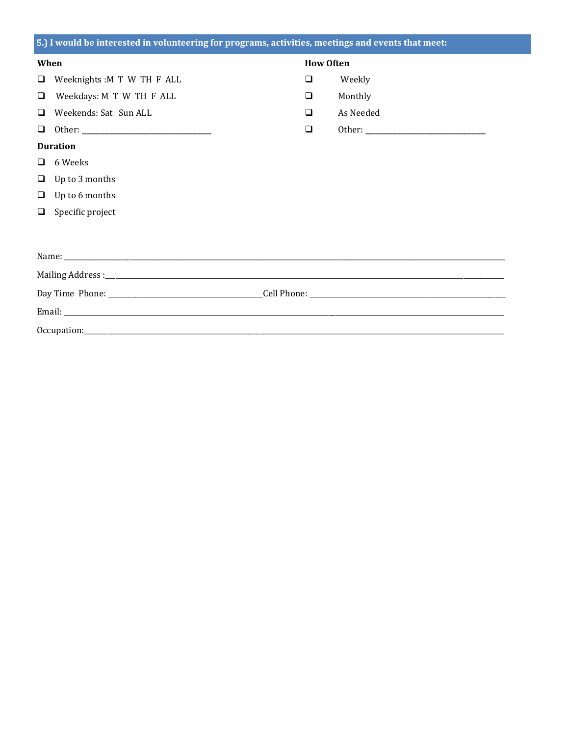## 5.) I would be interested in volunteering for programs, activities, meetings and events that meet:

**When**

- ❑ Weeknights :M T W TH F ALL
- ❑ Weekdays: M T W TH F ALL
- ❑ Weekends: Sat Sun ALL
- ❑ Other: ______________________________

**How Often**

- ❑ Weekly
- ❑ Monthly
- ❑ As Needed
- ❑ Other: ______________________________

**Duration**

- ❑ 6 Weeks
- ❑ Up to 3 months
- ❑ Up to 6 months
- ❑ Specific project

Name: ________________________________________________________________________________

Mailing Address :_______________________________________________________________________

Day Time Phone: ________________________________Cell Phone: ______________________________

Email: ________________________________________________________________________________

Occupation:____________________________________________________________________________